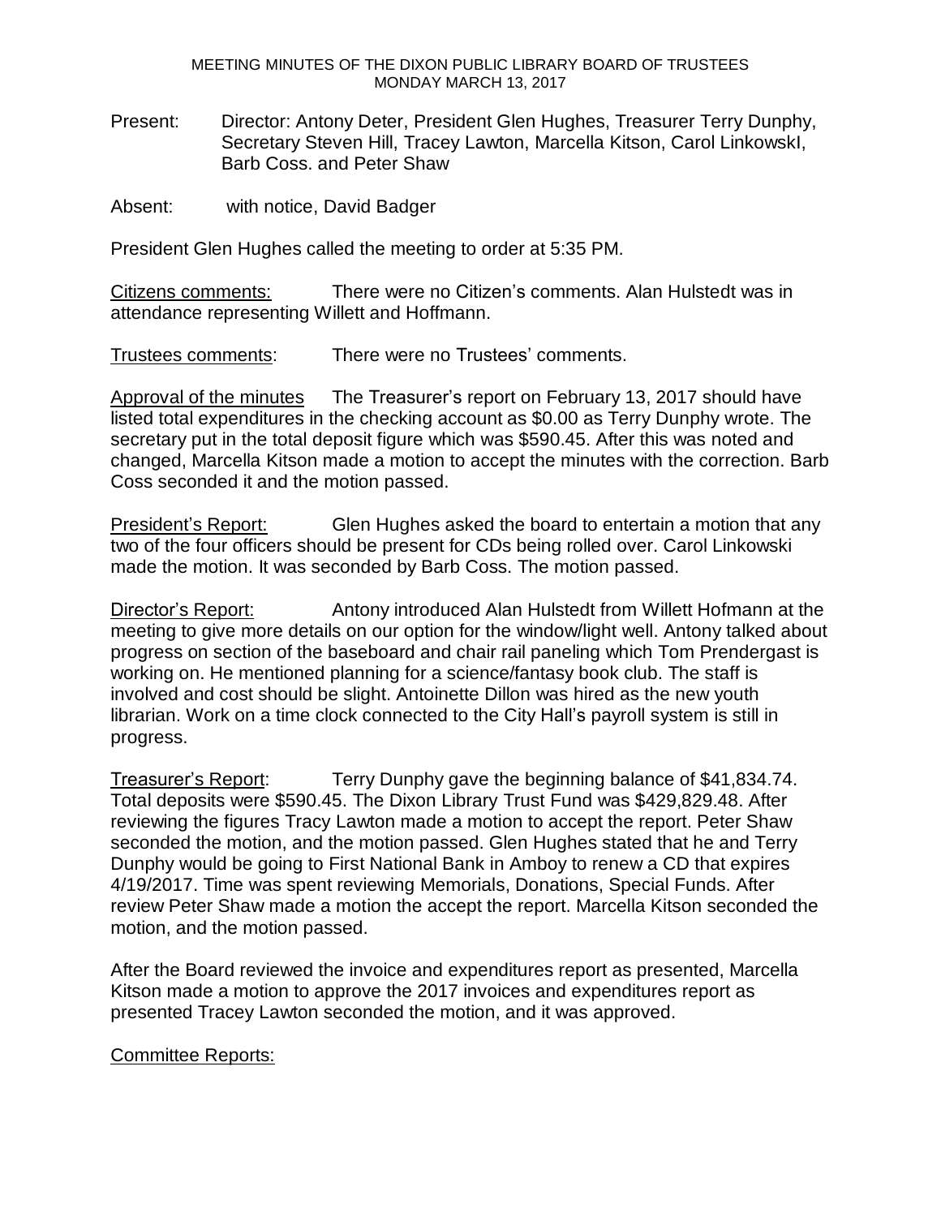MEETING MINUTES OF THE DIXON PUBLIC LIBRARY BOARD OF TRUSTEES
MONDAY MARCH 13, 2017

Present: Director: Antony Deter, President Glen Hughes, Treasurer Terry Dunphy, Secretary Steven Hill, Tracey Lawton, Marcella Kitson, Carol LinkowskI, Barb Coss. and Peter Shaw

Absent: with notice, David Badger

President Glen Hughes called the meeting to order at 5:35 PM.

Citizens comments: There were no Citizen's comments. Alan Hulstedt was in attendance representing Willett and Hoffmann.

Trustees comments: There were no Trustees' comments.

Approval of the minutes The Treasurer's report on February 13, 2017 should have listed total expenditures in the checking account as $0.00 as Terry Dunphy wrote. The secretary put in the total deposit figure which was $590.45. After this was noted and changed, Marcella Kitson made a motion to accept the minutes with the correction. Barb Coss seconded it and the motion passed.

President's Report: Glen Hughes asked the board to entertain a motion that any two of the four officers should be present for CDs being rolled over. Carol Linkowski made the motion. It was seconded by Barb Coss. The motion passed.

Director's Report: Antony introduced Alan Hulstedt from Willett Hofmann at the meeting to give more details on our option for the window/light well. Antony talked about progress on section of the baseboard and chair rail paneling which Tom Prendergast is working on. He mentioned planning for a science/fantasy book club. The staff is involved and cost should be slight. Antoinette Dillon was hired as the new youth librarian. Work on a time clock connected to the City Hall's payroll system is still in progress.

Treasurer's Report: Terry Dunphy gave the beginning balance of $41,834.74. Total deposits were $590.45. The Dixon Library Trust Fund was $429,829.48. After reviewing the figures Tracy Lawton made a motion to accept the report. Peter Shaw seconded the motion, and the motion passed. Glen Hughes stated that he and Terry Dunphy would be going to First National Bank in Amboy to renew a CD that expires 4/19/2017. Time was spent reviewing Memorials, Donations, Special Funds. After review Peter Shaw made a motion the accept the report. Marcella Kitson seconded the motion, and the motion passed.

After the Board reviewed the invoice and expenditures report as presented, Marcella Kitson made a motion to approve the 2017 invoices and expenditures report as presented Tracey Lawton seconded the motion, and it was approved.

Committee Reports: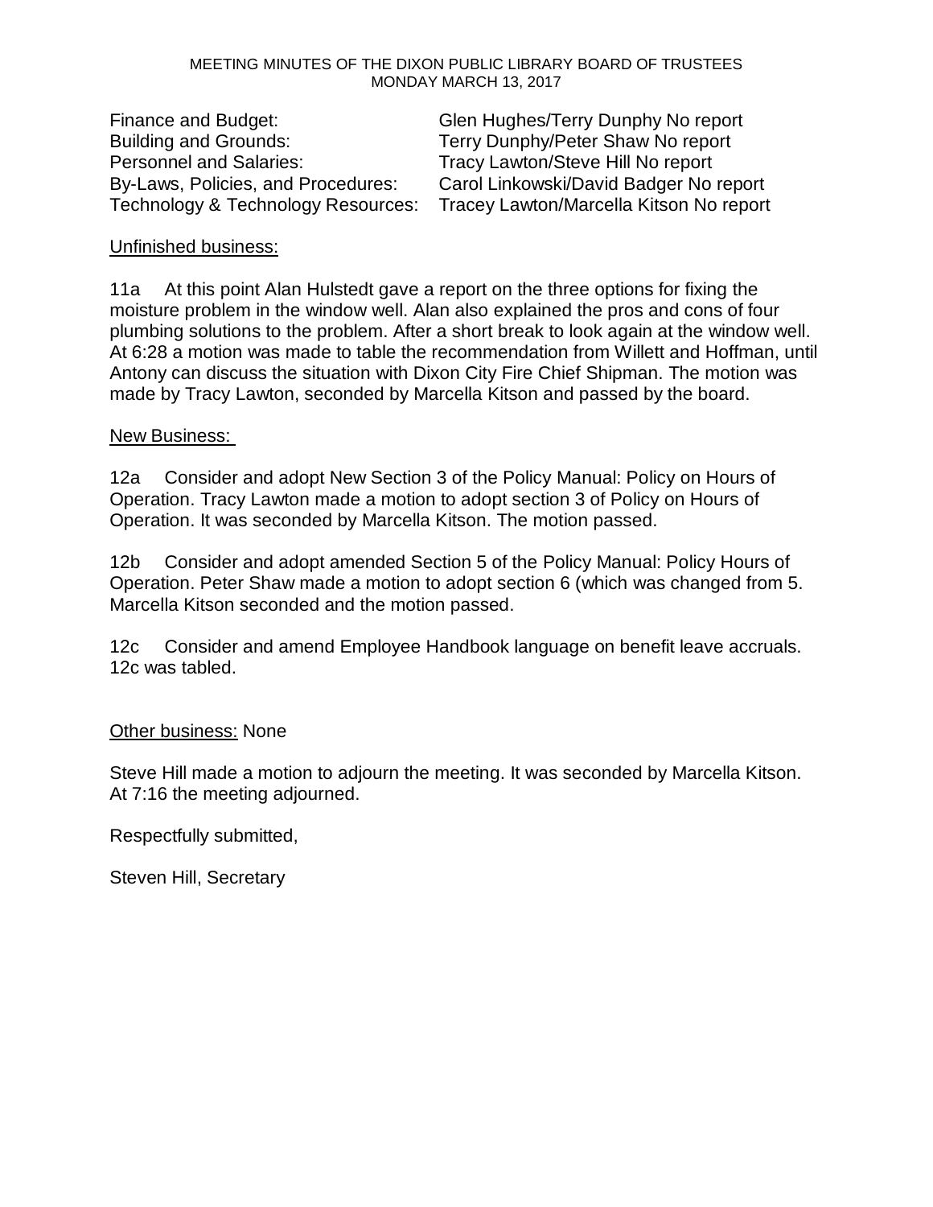MEETING MINUTES OF THE DIXON PUBLIC LIBRARY BOARD OF TRUSTEES
MONDAY MARCH 13, 2017

| | |
|---|---|
| Finance and Budget: | Glen Hughes/Terry Dunphy No report |
| Building and Grounds: | Terry Dunphy/Peter Shaw No report |
| Personnel and Salaries: | Tracy Lawton/Steve Hill No report |
| By-Laws, Policies, and Procedures: | Carol Linkowski/David Badger No report |
| Technology & Technology Resources: | Tracey Lawton/Marcella Kitson No report |

Unfinished business:

11a At this point Alan Hulstedt gave a report on the three options for fixing the moisture problem in the window well. Alan also explained the pros and cons of four plumbing solutions to the problem. After a short break to look again at the window well. At 6:28 a motion was made to table the recommendation from Willett and Hoffman, until Antony can discuss the situation with Dixon City Fire Chief Shipman. The motion was made by Tracy Lawton, seconded by Marcella Kitson and passed by the board.

New Business:

12a Consider and adopt New Section 3 of the Policy Manual: Policy on Hours of Operation. Tracy Lawton made a motion to adopt section 3 of Policy on Hours of Operation. It was seconded by Marcella Kitson. The motion passed.

12b Consider and adopt amended Section 5 of the Policy Manual: Policy Hours of Operation. Peter Shaw made a motion to adopt section 6 (which was changed from 5. Marcella Kitson seconded and the motion passed.

12c Consider and amend Employee Handbook language on benefit leave accruals. 12c was tabled.

Other business: None

Steve Hill made a motion to adjourn the meeting. It was seconded by Marcella Kitson. At 7:16 the meeting adjourned.

Respectfully submitted,

Steven Hill, Secretary